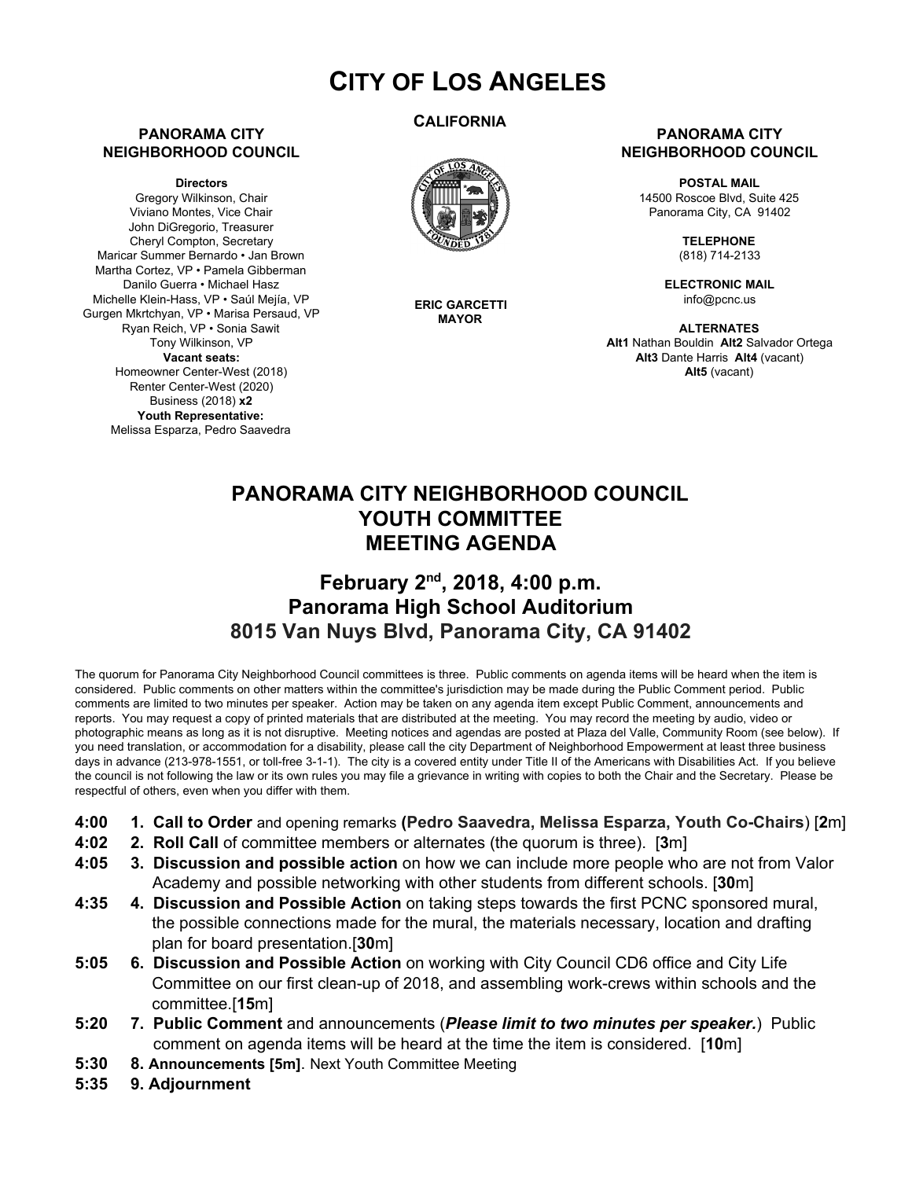# CITY OF LOS ANGELES

**CALIFORNIA**

**ERIC GARCETTI**
**MAYOR**

**PANORAMA CITY NEIGHBORHOOD COUNCIL**

**Directors**
Gregory Wilkinson, Chair
Viviano Montes, Vice Chair
John DiGregorio, Treasurer
Cheryl Compton, Secretary
Maricar Summer Bernardo • Jan Brown
Martha Cortez, VP • Pamela Gibberman
Danilo Guerra • Michael Hasz
Michelle Klein-Hass, VP • Saúl Mejía, VP
Gurgen Mkrtchyan, VP • Marisa Persaud, VP
Ryan Reich, VP • Sonia Sawit
Tony Wilkinson, VP
**Vacant seats:**
Homeowner Center-West (2018)
Renter Center-West (2020)
Business (2018) **x2**
**Youth Representative:**
Melissa Esparza, Pedro Saavedra

**PANORAMA CITY NEIGHBORHOOD COUNCIL**

**POSTAL MAIL**
14500 Roscoe Blvd, Suite 425
Panorama City, CA 91402

**TELEPHONE**
(818) 714-2133

**ELECTRONIC MAIL**
info@pcnc.us

**ALTERNATES**
**Alt1** Nathan Bouldin **Alt2** Salvador Ortega
**Alt3** Dante Harris **Alt4** (vacant)
**Alt5** (vacant)

## PANORAMA CITY NEIGHBORHOOD COUNCIL
## YOUTH COMMITTEE
## MEETING AGENDA

### February 2nd, 2018, 4:00 p.m.
### Panorama High School Auditorium
### 8015 Van Nuys Blvd, Panorama City, CA 91402

The quorum for Panorama City Neighborhood Council committees is three. Public comments on agenda items will be heard when the item is considered. Public comments on other matters within the committee's jurisdiction may be made during the Public Comment period. Public comments are limited to two minutes per speaker. Action may be taken on any agenda item except Public Comment, announcements and reports. You may request a copy of printed materials that are distributed at the meeting. You may record the meeting by audio, video or photographic means as long as it is not disruptive. Meeting notices and agendas are posted at Plaza del Valle, Community Room (see below). If you need translation, or accommodation for a disability, please call the city Department of Neighborhood Empowerment at least three business days in advance (213-978-1551, or toll-free 3-1-1). The city is a covered entity under Title II of the Americans with Disabilities Act. If you believe the council is not following the law or its own rules you may file a grievance in writing with copies to both the Chair and the Secretary. Please be respectful of others, even when you differ with them.

**4:00** **1. Call to Order** and opening remarks **(Pedro Saavedra, Melissa Esparza, Youth Co-Chairs**) [**2**m]

**4:02** **2. Roll Call** of committee members or alternates (the quorum is three). [**3**m]

**4:05** **3. Discussion and possible action** on how we can include more people who are not from Valor Academy and possible networking with other students from different schools. [**30**m]

**4:35** **4. Discussion and Possible Action** on taking steps towards the first PCNC sponsored mural, the possible connections made for the mural, the materials necessary, location and drafting plan for board presentation.[**30**m]

**5:05** **6. Discussion and Possible Action** on working with City Council CD6 office and City Life Committee on our first clean-up of 2018, and assembling work-crews within schools and the committee.[**15**m]

**5:20** **7. Public Comment** and announcements (***Please limit to two minutes per speaker.***) Public comment on agenda items will be heard at the time the item is considered. [**10**m]

**5:30** **8. Announcements [5m]**. Next Youth Committee Meeting

**5:35** **9. Adjournment**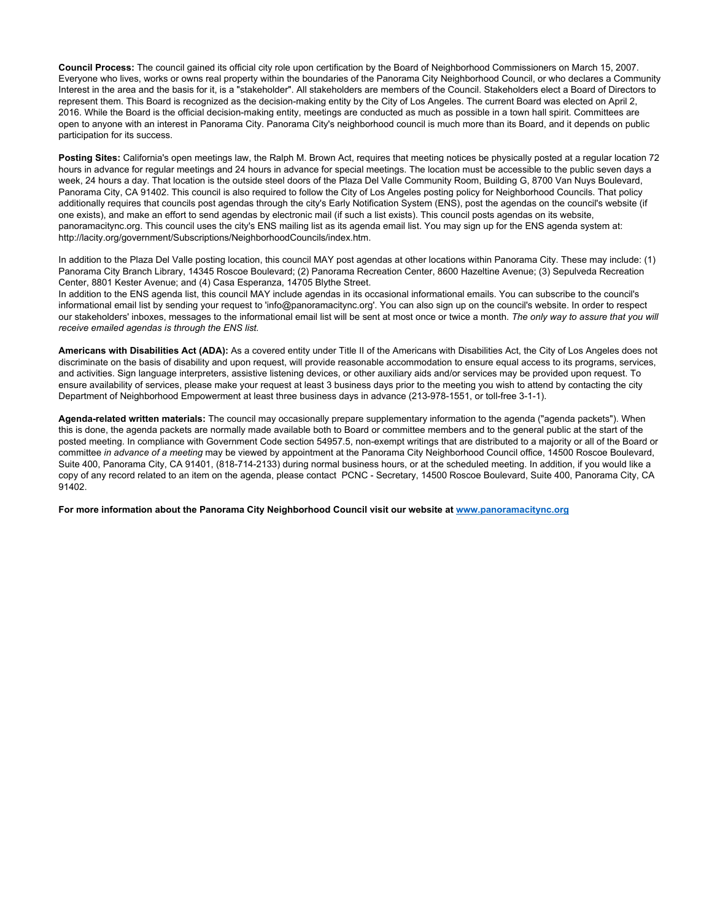**Council Process:** The council gained its official city role upon certification by the Board of Neighborhood Commissioners on March 15, 2007. Everyone who lives, works or owns real property within the boundaries of the Panorama City Neighborhood Council, or who declares a Community Interest in the area and the basis for it, is a "stakeholder". All stakeholders are members of the Council. Stakeholders elect a Board of Directors to represent them. This Board is recognized as the decision-making entity by the City of Los Angeles. The current Board was elected on April 2, 2016. While the Board is the official decision-making entity, meetings are conducted as much as possible in a town hall spirit. Committees are open to anyone with an interest in Panorama City. Panorama City's neighborhood council is much more than its Board, and it depends on public participation for its success.

**Posting Sites:** California's open meetings law, the Ralph M. Brown Act, requires that meeting notices be physically posted at a regular location 72 hours in advance for regular meetings and 24 hours in advance for special meetings. The location must be accessible to the public seven days a week, 24 hours a day. That location is the outside steel doors of the Plaza Del Valle Community Room, Building G, 8700 Van Nuys Boulevard, Panorama City, CA 91402. This council is also required to follow the City of Los Angeles posting policy for Neighborhood Councils. That policy additionally requires that councils post agendas through the city's Early Notification System (ENS), post the agendas on the council's website (if one exists), and make an effort to send agendas by electronic mail (if such a list exists). This council posts agendas on its website, panoramacitync.org. This council uses the city's ENS mailing list as its agenda email list. You may sign up for the ENS agenda system at: http://lacity.org/government/Subscriptions/NeighborhoodCouncils/index.htm.

In addition to the Plaza Del Valle posting location, this council MAY post agendas at other locations within Panorama City. These may include: (1) Panorama City Branch Library, 14345 Roscoe Boulevard; (2) Panorama Recreation Center, 8600 Hazeltine Avenue; (3) Sepulveda Recreation Center, 8801 Kester Avenue; and (4) Casa Esperanza, 14705 Blythe Street.
In addition to the ENS agenda list, this council MAY include agendas in its occasional informational emails. You can subscribe to the council's informational email list by sending your request to 'info@panoramacitync.org'. You can also sign up on the council's website. In order to respect our stakeholders' inboxes, messages to the informational email list will be sent at most once or twice a month. *The only way to assure that you will receive emailed agendas is through the ENS list.*

**Americans with Disabilities Act (ADA):** As a covered entity under Title II of the Americans with Disabilities Act, the City of Los Angeles does not discriminate on the basis of disability and upon request, will provide reasonable accommodation to ensure equal access to its programs, services, and activities. Sign language interpreters, assistive listening devices, or other auxiliary aids and/or services may be provided upon request. To ensure availability of services, please make your request at least 3 business days prior to the meeting you wish to attend by contacting the city Department of Neighborhood Empowerment at least three business days in advance (213-978-1551, or toll-free 3-1-1).

**Agenda-related written materials:** The council may occasionally prepare supplementary information to the agenda ("agenda packets"). When this is done, the agenda packets are normally made available both to Board or committee members and to the general public at the start of the posted meeting. In compliance with Government Code section 54957.5, non-exempt writings that are distributed to a majority or all of the Board or committee *in advance of a meeting* may be viewed by appointment at the Panorama City Neighborhood Council office, 14500 Roscoe Boulevard, Suite 400, Panorama City, CA 91401, (818-714-2133) during normal business hours, or at the scheduled meeting. In addition, if you would like a copy of any record related to an item on the agenda, please contact PCNC - Secretary, 14500 Roscoe Boulevard, Suite 400, Panorama City, CA 91402.

**For more information about the Panorama City Neighborhood Council visit our website at [www.panoramacitync.org](www.panoramacitync.org)**